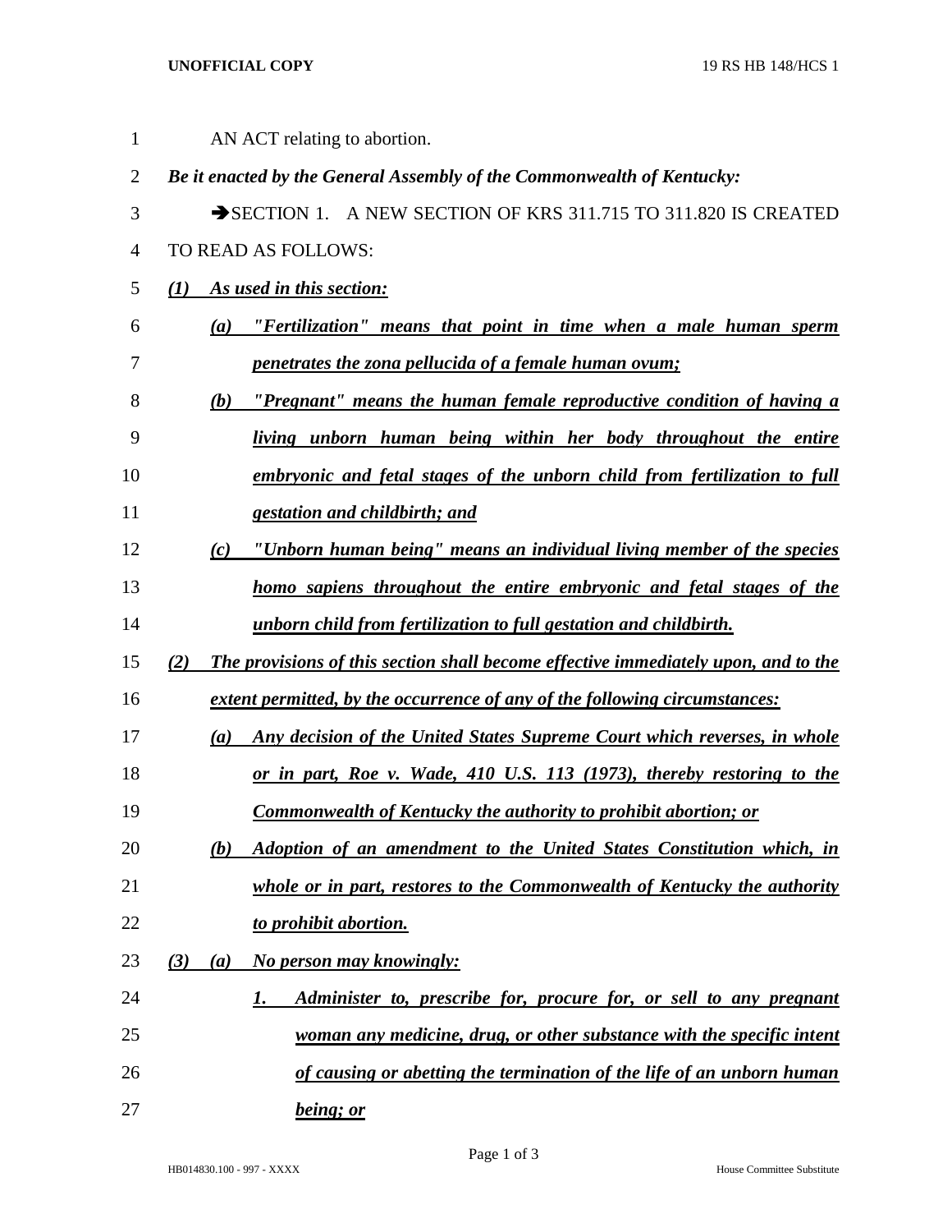AN ACT relating to abortion.

***Be it enacted by the General Assembly of the Commonwealth of Kentucky:***

➔SECTION 1. A NEW SECTION OF KRS 311.715 TO 311.820 IS CREATED TO READ AS FOLLOWS:

***(1) As used in this section:***

***(a) "Fertilization" means that point in time when a male human sperm penetrates the zona pellucida of a female human ovum;***

***(b) "Pregnant" means the human female reproductive condition of having a living unborn human being within her body throughout the entire embryonic and fetal stages of the unborn child from fertilization to full gestation and childbirth; and***

***(c) "Unborn human being" means an individual living member of the species homo sapiens throughout the entire embryonic and fetal stages of the unborn child from fertilization to full gestation and childbirth.***

***(2) The provisions of this section shall become effective immediately upon, and to the extent permitted, by the occurrence of any of the following circumstances:***

***(a) Any decision of the United States Supreme Court which reverses, in whole or in part, Roe v. Wade, 410 U.S. 113 (1973), thereby restoring to the Commonwealth of Kentucky the authority to prohibit abortion; or***

***(b) Adoption of an amendment to the United States Constitution which, in whole or in part, restores to the Commonwealth of Kentucky the authority to prohibit abortion.***

***(3) (a) No person may knowingly:***

***1. Administer to, prescribe for, procure for, or sell to any pregnant woman any medicine, drug, or other substance with the specific intent of causing or abetting the termination of the life of an unborn human being; or***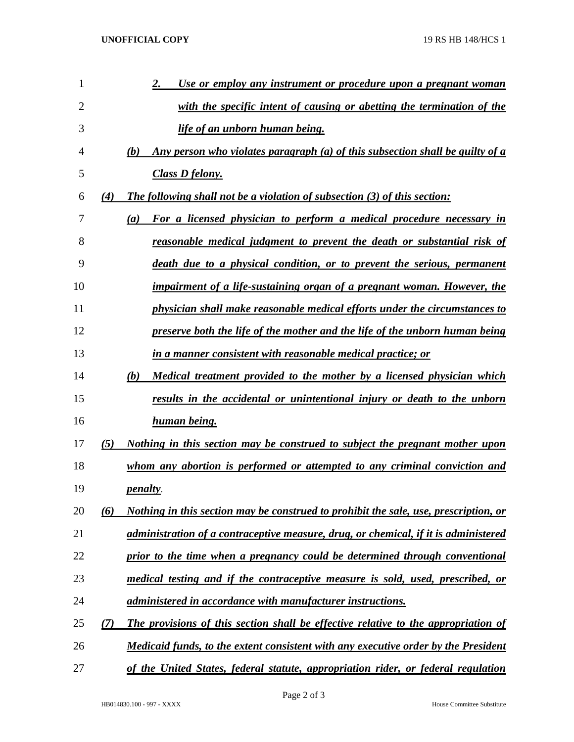*2. Use or employ any instrument or procedure upon a pregnant woman with the specific intent of causing or abetting the termination of the life of an unborn human being.*

*(b) Any person who violates paragraph (a) of this subsection shall be guilty of a Class D felony.*

*(4) The following shall not be a violation of subsection (3) of this section:*

*(a) For a licensed physician to perform a medical procedure necessary in reasonable medical judgment to prevent the death or substantial risk of death due to a physical condition, or to prevent the serious, permanent impairment of a life-sustaining organ of a pregnant woman. However, the physician shall make reasonable medical efforts under the circumstances to preserve both the life of the mother and the life of the unborn human being in a manner consistent with reasonable medical practice; or*

*(b) Medical treatment provided to the mother by a licensed physician which results in the accidental or unintentional injury or death to the unborn human being.*

*(5) Nothing in this section may be construed to subject the pregnant mother upon whom any abortion is performed or attempted to any criminal conviction and penalty.*

*(6) Nothing in this section may be construed to prohibit the sale, use, prescription, or administration of a contraceptive measure, drug, or chemical, if it is administered prior to the time when a pregnancy could be determined through conventional medical testing and if the contraceptive measure is sold, used, prescribed, or administered in accordance with manufacturer instructions.*

*(7) The provisions of this section shall be effective relative to the appropriation of Medicaid funds, to the extent consistent with any executive order by the President of the United States, federal statute, appropriation rider, or federal regulation*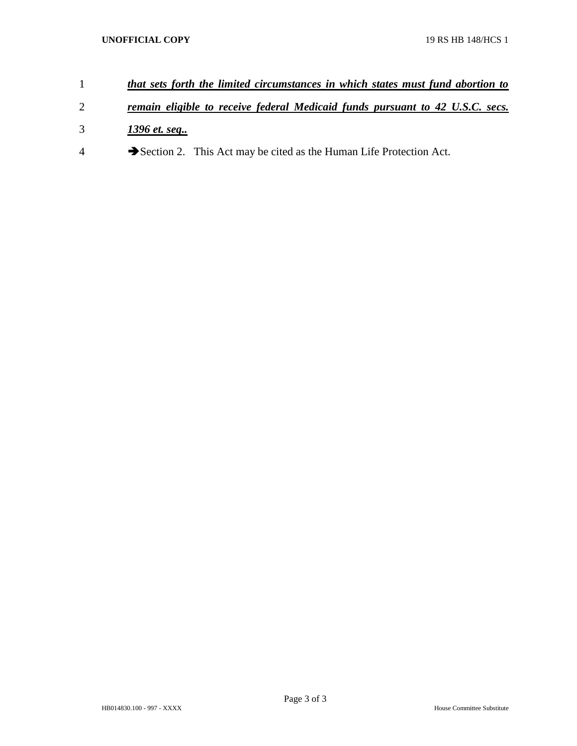***that sets forth the limited circumstances in which states must fund abortion to remain eligible to receive federal Medicaid funds pursuant to 42 U.S.C. secs. 1396 et. seq..***

➔Section 2. This Act may be cited as the Human Life Protection Act.